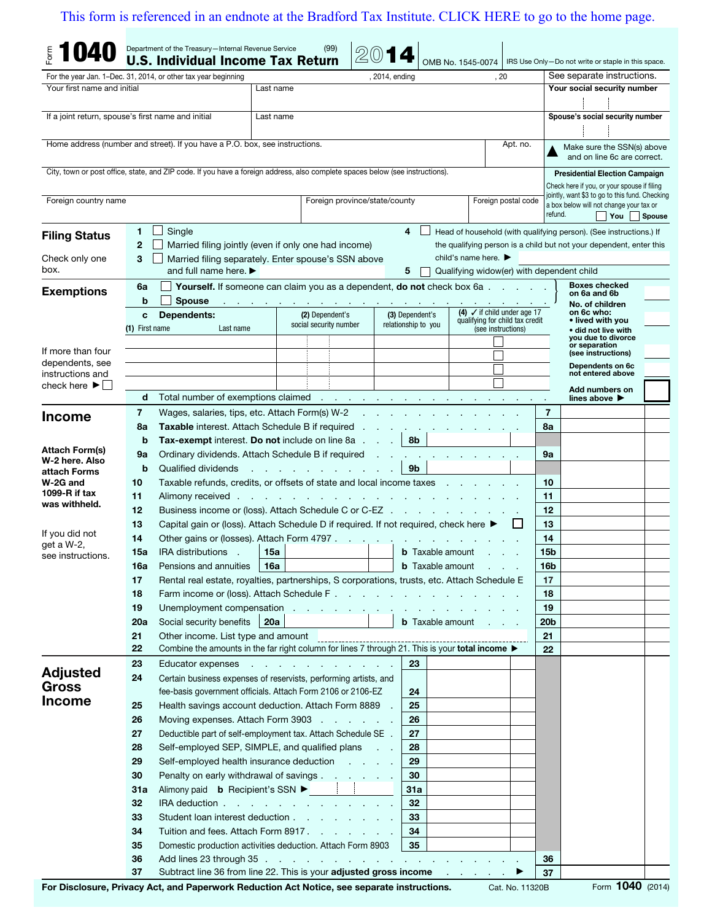This form is referenced in an endnote at the Bradford Tax Institute. CLICK HERE to go to the home page.

# Form 1040 — Department of the Treasury—Internal Revenue Service (99)

## U.S. Individual Income Tax Return 2014

OMB No. 1545-0074 | IRS Use Only—Do not write or staple in this space.

For the year Jan. 1–Dec. 31, 2014, or other tax year beginning , 2014, ending , 20 | See separate instructions.

| Your first name and initial | Last name | Your social security number |
|---|---|---|
| If a joint return, spouse's first name and initial | Last name | Spouse's social security number |
| Home address (number and street). If you have a P.O. box, see instructions. | Apt. no. | ▲ Make sure the SSN(s) above and on line 6c are correct. |
| City, town or post office, state, and ZIP code. If you have a foreign address, also complete spaces below (see instructions). | | **Presidential Election Campaign** Check here if you, or your spouse if filing jointly, want $3 to go to this fund. Checking a box below will not change your tax or refund. ☐ You ☐ Spouse |
| Foreign country name | Foreign province/state/county | Foreign postal code |

## Filing Status

Check only one box.

1. ☐ Single
2. ☐ Married filing jointly (even if only one had income)
3. ☐ Married filing separately. Enter spouse's SSN above and full name here. ▶
4. ☐ Head of household (with qualifying person). (See instructions.) If the qualifying person is a child but not your dependent, enter this child's name here. ▶
5. ☐ Qualifying widow(er) with dependent child

## Exemptions

**6a** ☐ **Yourself.** If someone can claim you as a dependent, **do not** check box 6a . . . — Boxes checked on 6a and 6b

**b** ☐ **Spouse**

**c Dependents:**

| (1) First name / Last name | (2) Dependent's social security number | (3) Dependent's relationship to you | (4) ✓ if child under age 17 qualifying for child tax credit (see instructions) |
|---|---|---|---|
| | | | ☐ |
| | | | ☐ |
| | | | ☐ |
| | | | ☐ |

No. of children on 6c who:
- lived with you
- did not live with you due to divorce or separation (see instructions)

Dependents on 6c not entered above

If more than four dependents, see instructions and check here ▶ ☐

**d** Total number of exemptions claimed . . . — Add numbers on lines above ▶

## Income

Attach Form(s) W-2 here. Also attach Forms W-2G and 1099-R if tax was withheld.

If you did not get a W-2, see instructions.

| Line | Description | | |
|---|---|---|---|
| 7 | Wages, salaries, tips, etc. Attach Form(s) W-2 | | 7 |
| 8a | **Taxable** interest. Attach Schedule B if required | | 8a |
| b | **Tax-exempt** interest. **Do not** include on line 8a | 8b | |
| 9a | Ordinary dividends. Attach Schedule B if required | | 9a |
| b | Qualified dividends | 9b | |
| 10 | Taxable refunds, credits, or offsets of state and local income taxes | | 10 |
| 11 | Alimony received | | 11 |
| 12 | Business income or (loss). Attach Schedule C or C-EZ | | 12 |
| 13 | Capital gain or (loss). Attach Schedule D if required. If not required, check here ▶ ☐ | | 13 |
| 14 | Other gains or (losses). Attach Form 4797 | | 14 |
| 15a | IRA distributions 15a | b Taxable amount | 15b |
| 16a | Pensions and annuities 16a | b Taxable amount | 16b |
| 17 | Rental real estate, royalties, partnerships, S corporations, trusts, etc. Attach Schedule E | | 17 |
| 18 | Farm income or (loss). Attach Schedule F | | 18 |
| 19 | Unemployment compensation | | 19 |
| 20a | Social security benefits 20a | b Taxable amount | 20b |
| 21 | Other income. List type and amount | | 21 |
| 22 | Combine the amounts in the far right column for lines 7 through 21. This is your **total income** ▶ | | 22 |

## Adjusted Gross Income

| Line | Description | | |
|---|---|---|---|
| 23 | Educator expenses | 23 | |
| 24 | Certain business expenses of reservists, performing artists, and fee-basis government officials. Attach Form 2106 or 2106-EZ | 24 | |
| 25 | Health savings account deduction. Attach Form 8889 | 25 | |
| 26 | Moving expenses. Attach Form 3903 | 26 | |
| 27 | Deductible part of self-employment tax. Attach Schedule SE | 27 | |
| 28 | Self-employed SEP, SIMPLE, and qualified plans | 28 | |
| 29 | Self-employed health insurance deduction | 29 | |
| 30 | Penalty on early withdrawal of savings | 30 | |
| 31a | Alimony paid **b** Recipient's SSN ▶ | 31a | |
| 32 | IRA deduction | 32 | |
| 33 | Student loan interest deduction | 33 | |
| 34 | Tuition and fees. Attach Form 8917 | 34 | |
| 35 | Domestic production activities deduction. Attach Form 8903 | 35 | |
| 36 | Add lines 23 through 35 | | 36 |
| 37 | Subtract line 36 from line 22. This is your **adjusted gross income** ▶ | | 37 |

**For Disclosure, Privacy Act, and Paperwork Reduction Act Notice, see separate instructions.** Cat. No. 11320B Form **1040** (2014)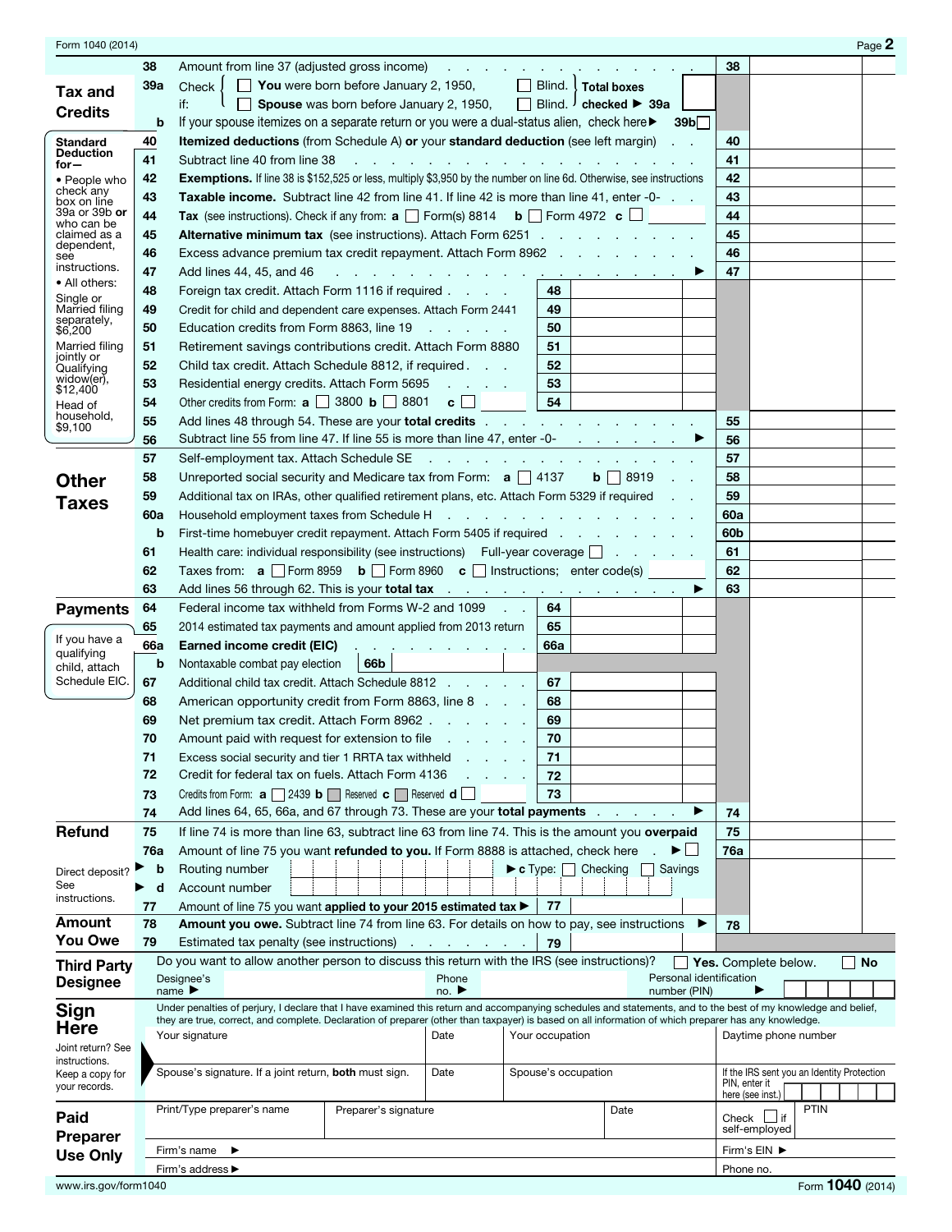Form 1040 (2014) Page 2

## Tax and Credits

| | | | | | |
|---|---|---|---|---|---|
| 38 | Amount from line 37 (adjusted gross income) | | | 38 | |
| 39a | Check if: ☐ You were born before January 2, 1950, ☐ Blind. ☐ Spouse was born before January 2, 1950, ☐ Blind. } Total boxes checked ▶ 39a | | | | |
| b | If your spouse itemizes on a separate return or you were a dual-status alien, check here ▶ 39b ☐ | | | | |
| 40 | **Itemized deductions** (from Schedule A) **or** your **standard deduction** (see left margin) | | | 40 | |
| 41 | Subtract line 40 from line 38 | | | 41 | |
| 42 | **Exemptions.** If line 38 is $152,525 or less, multiply $3,950 by the number on line 6d. Otherwise, see instructions | | | 42 | |
| 43 | **Taxable income.** Subtract line 42 from line 41. If line 42 is more than line 41, enter -0- | | | 43 | |
| 44 | **Tax** (see instructions). Check if any from: **a** ☐ Form(s) 8814 **b** ☐ Form 4972 **c** ☐ | | | 44 | |
| 45 | **Alternative minimum tax** (see instructions). Attach Form 6251 | | | 45 | |
| 46 | Excess advance premium tax credit repayment. Attach Form 8962 | | | 46 | |
| 47 | Add lines 44, 45, and 46 ▶ | | | 47 | |
| 48 | Foreign tax credit. Attach Form 1116 if required | 48 | | | |
| 49 | Credit for child and dependent care expenses. Attach Form 2441 | 49 | | | |
| 50 | Education credits from Form 8863, line 19 | 50 | | | |
| 51 | Retirement savings contributions credit. Attach Form 8880 | 51 | | | |
| 52 | Child tax credit. Attach Schedule 8812, if required | 52 | | | |
| 53 | Residential energy credits. Attach Form 5695 | 53 | | | |
| 54 | Other credits from Form: **a** ☐ 3800 **b** ☐ 8801 **c** ☐ | 54 | | | |
| 55 | Add lines 48 through 54. These are your **total credits** | | | 55 | |
| 56 | Subtract line 55 from line 47. If line 55 is more than line 47, enter -0- ▶ | | | 56 | |

**Standard Deduction for—**
- People who check any box on line 39a or 39b **or** who can be claimed as a dependent, see instructions.
- All others:

Single or Married filing separately, $6,200

Married filing jointly or Qualifying widow(er), $12,400

Head of household, $9,100

## Other Taxes

| | | | |
|---|---|---|---|
| 57 | Self-employment tax. Attach Schedule SE | 57 | |
| 58 | Unreported social security and Medicare tax from Form: **a** ☐ 4137 **b** ☐ 8919 | 58 | |
| 59 | Additional tax on IRAs, other qualified retirement plans, etc. Attach Form 5329 if required | 59 | |
| 60a | Household employment taxes from Schedule H | 60a | |
| b | First-time homebuyer credit repayment. Attach Form 5405 if required | 60b | |
| 61 | Health care: individual responsibility (see instructions) Full-year coverage ☐ | 61 | |
| 62 | Taxes from: **a** ☐ Form 8959 **b** ☐ Form 8960 **c** ☐ Instructions; enter code(s) | 62 | |
| 63 | Add lines 56 through 62. This is your **total tax** ▶ | 63 | |

## Payments

If you have a qualifying child, attach Schedule EIC.

| | | | | | |
|---|---|---|---|---|---|
| 64 | Federal income tax withheld from Forms W-2 and 1099 | 64 | | | |
| 65 | 2014 estimated tax payments and amount applied from 2013 return | 65 | | | |
| 66a | **Earned income credit (EIC)** | 66a | | | |
| b | Nontaxable combat pay election 66b | | | | |
| 67 | Additional child tax credit. Attach Schedule 8812 | 67 | | | |
| 68 | American opportunity credit from Form 8863, line 8 | 68 | | | |
| 69 | Net premium tax credit. Attach Form 8962 | 69 | | | |
| 70 | Amount paid with request for extension to file | 70 | | | |
| 71 | Excess social security and tier 1 RRTA tax withheld | 71 | | | |
| 72 | Credit for federal tax on fuels. Attach Form 4136 | 72 | | | |
| 73 | Credits from Form: **a** ☐ 2439 **b** ☐ Reserved **c** ☐ Reserved **d** ☐ | 73 | | | |
| 74 | Add lines 64, 65, 66a, and 67 through 73. These are your **total payments** ▶ | | | 74 | |

## Refund

| | | | |
|---|---|---|---|
| 75 | If line 74 is more than line 63, subtract line 63 from line 74. This is the amount you **overpaid** | 75 | |
| 76a | Amount of line 75 you want **refunded to you.** If Form 8888 is attached, check here ▶ ☐ | 76a | |
| ▶ b | Routing number ▶ **c** Type: ☐ Checking ☐ Savings | | |
| ▶ d | Account number | | |
| 77 | Amount of line 75 you want **applied to your 2015 estimated tax** ▶ 77 | | |

Direct deposit? See instructions.

## Amount You Owe

| | | | |
|---|---|---|---|
| 78 | **Amount you owe.** Subtract line 74 from line 63. For details on how to pay, see instructions ▶ | 78 | |
| 79 | Estimated tax penalty (see instructions) 79 | | |

## Third Party Designee

Do you want to allow another person to discuss this return with the IRS (see instructions)? ☐ **Yes.** Complete below. ☐ **No**

Designee's name ▶ Phone no. ▶ Personal identification number (PIN) ▶

## Sign Here

Joint return? See instructions. Keep a copy for your records.

Under penalties of perjury, I declare that I have examined this return and accompanying schedules and statements, and to the best of my knowledge and belief, they are true, correct, and complete. Declaration of preparer (other than taxpayer) is based on all information of which preparer has any knowledge.

| Your signature | Date | Your occupation | Daytime phone number |
|---|---|---|---|
| Spouse's signature. If a joint return, **both** must sign. | Date | Spouse's occupation | If the IRS sent you an Identity Protection PIN, enter it here (see inst.) |

## Paid Preparer Use Only

| Print/Type preparer's name | Preparer's signature | Date | Check ☐ if self-employed | PTIN |
|---|---|---|---|---|
| Firm's name ▶ | | | Firm's EIN ▶ | |
| Firm's address ▶ | | | Phone no. | |

www.irs.gov/form1040 Form **1040** (2014)